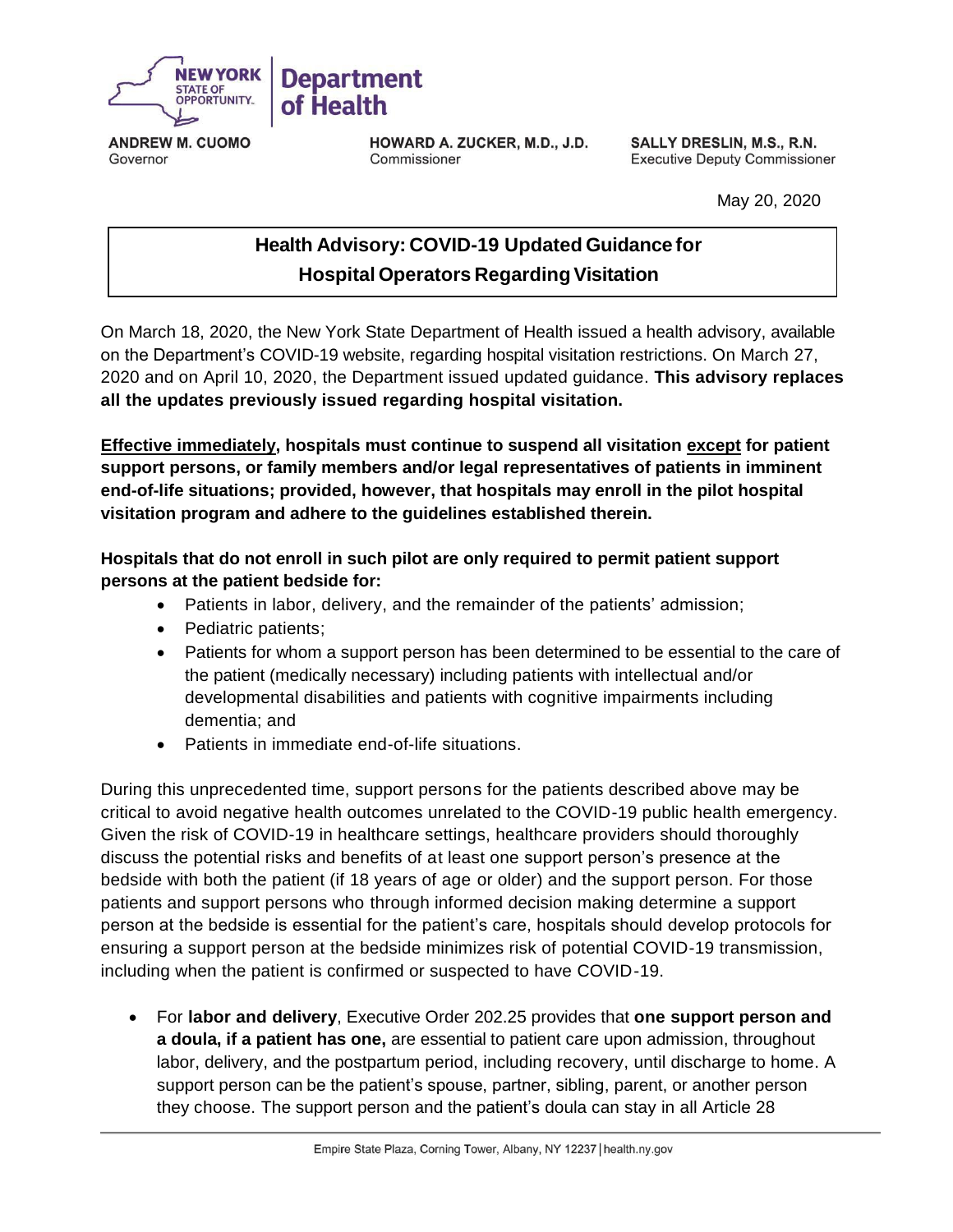**NEW YORK STATE OF OPPORTUNITY. Department of Health**

**ANDREW M. CUOMO**
Governor

**HOWARD A. ZUCKER, M.D., J.D.**
Commissioner

**SALLY DRESLIN, M.S., R.N.**
Executive Deputy Commissioner

May 20, 2020

# Health Advisory: COVID-19 Updated Guidance for Hospital Operators Regarding Visitation

On March 18, 2020, the New York State Department of Health issued a health advisory, available on the Department's COVID-19 website, regarding hospital visitation restrictions. On March 27, 2020 and on April 10, 2020, the Department issued updated guidance. **This advisory replaces all the updates previously issued regarding hospital visitation.**

**<u>Effective immediately</u>, hospitals must continue to suspend all visitation <u>except</u> for patient support persons, or family members and/or legal representatives of patients in imminent end-of-life situations; provided, however, that hospitals may enroll in the pilot hospital visitation program and adhere to the guidelines established therein.**

**Hospitals that do not enroll in such pilot are only required to permit patient support persons at the patient bedside for:**

- Patients in labor, delivery, and the remainder of the patients' admission;
- Pediatric patients;
- Patients for whom a support person has been determined to be essential to the care of the patient (medically necessary) including patients with intellectual and/or developmental disabilities and patients with cognitive impairments including dementia; and
- Patients in immediate end-of-life situations.

During this unprecedented time, support persons for the patients described above may be critical to avoid negative health outcomes unrelated to the COVID-19 public health emergency. Given the risk of COVID-19 in healthcare settings, healthcare providers should thoroughly discuss the potential risks and benefits of at least one support person's presence at the bedside with both the patient (if 18 years of age or older) and the support person. For those patients and support persons who through informed decision making determine a support person at the bedside is essential for the patient's care, hospitals should develop protocols for ensuring a support person at the bedside minimizes risk of potential COVID-19 transmission, including when the patient is confirmed or suspected to have COVID-19.

- For **labor and delivery**, Executive Order 202.25 provides that **one support person and a doula, if a patient has one,** are essential to patient care upon admission, throughout labor, delivery, and the postpartum period, including recovery, until discharge to home. A support person can be the patient's spouse, partner, sibling, parent, or another person they choose. The support person and the patient's doula can stay in all Article 28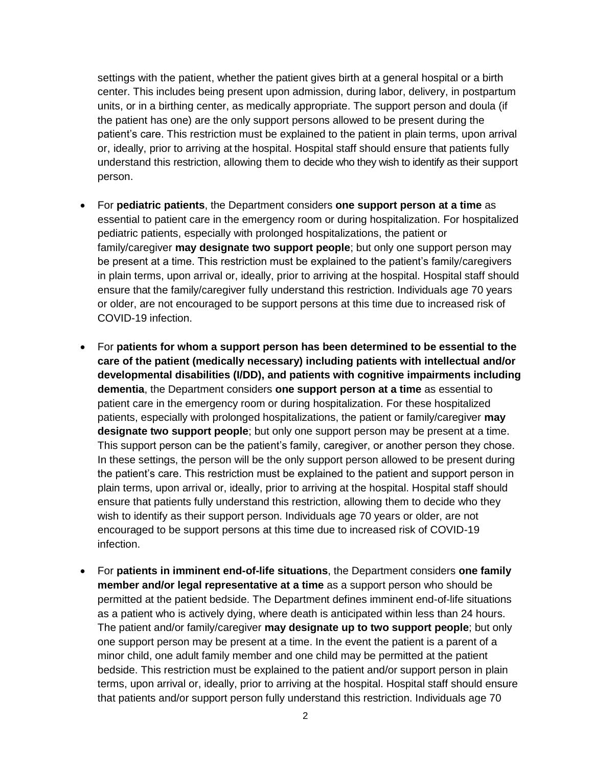settings with the patient, whether the patient gives birth at a general hospital or a birth center. This includes being present upon admission, during labor, delivery, in postpartum units, or in a birthing center, as medically appropriate. The support person and doula (if the patient has one) are the only support persons allowed to be present during the patient's care. This restriction must be explained to the patient in plain terms, upon arrival or, ideally, prior to arriving at the hospital. Hospital staff should ensure that patients fully understand this restriction, allowing them to decide who they wish to identify as their support person.

- For **pediatric patients**, the Department considers **one support person at a time** as essential to patient care in the emergency room or during hospitalization. For hospitalized pediatric patients, especially with prolonged hospitalizations, the patient or family/caregiver **may designate two support people**; but only one support person may be present at a time. This restriction must be explained to the patient's family/caregivers in plain terms, upon arrival or, ideally, prior to arriving at the hospital. Hospital staff should ensure that the family/caregiver fully understand this restriction. Individuals age 70 years or older, are not encouraged to be support persons at this time due to increased risk of COVID-19 infection.

- For **patients for whom a support person has been determined to be essential to the care of the patient (medically necessary) including patients with intellectual and/or developmental disabilities (I/DD), and patients with cognitive impairments including dementia**, the Department considers **one support person at a time** as essential to patient care in the emergency room or during hospitalization. For these hospitalized patients, especially with prolonged hospitalizations, the patient or family/caregiver **may designate two support people**; but only one support person may be present at a time. This support person can be the patient's family, caregiver, or another person they chose. In these settings, the person will be the only support person allowed to be present during the patient's care. This restriction must be explained to the patient and support person in plain terms, upon arrival or, ideally, prior to arriving at the hospital. Hospital staff should ensure that patients fully understand this restriction, allowing them to decide who they wish to identify as their support person. Individuals age 70 years or older, are not encouraged to be support persons at this time due to increased risk of COVID-19 infection.

- For **patients in imminent end-of-life situations**, the Department considers **one family member and/or legal representative at a time** as a support person who should be permitted at the patient bedside. The Department defines imminent end-of-life situations as a patient who is actively dying, where death is anticipated within less than 24 hours. The patient and/or family/caregiver **may designate up to two support people**; but only one support person may be present at a time. In the event the patient is a parent of a minor child, one adult family member and one child may be permitted at the patient bedside. This restriction must be explained to the patient and/or support person in plain terms, upon arrival or, ideally, prior to arriving at the hospital. Hospital staff should ensure that patients and/or support person fully understand this restriction. Individuals age 70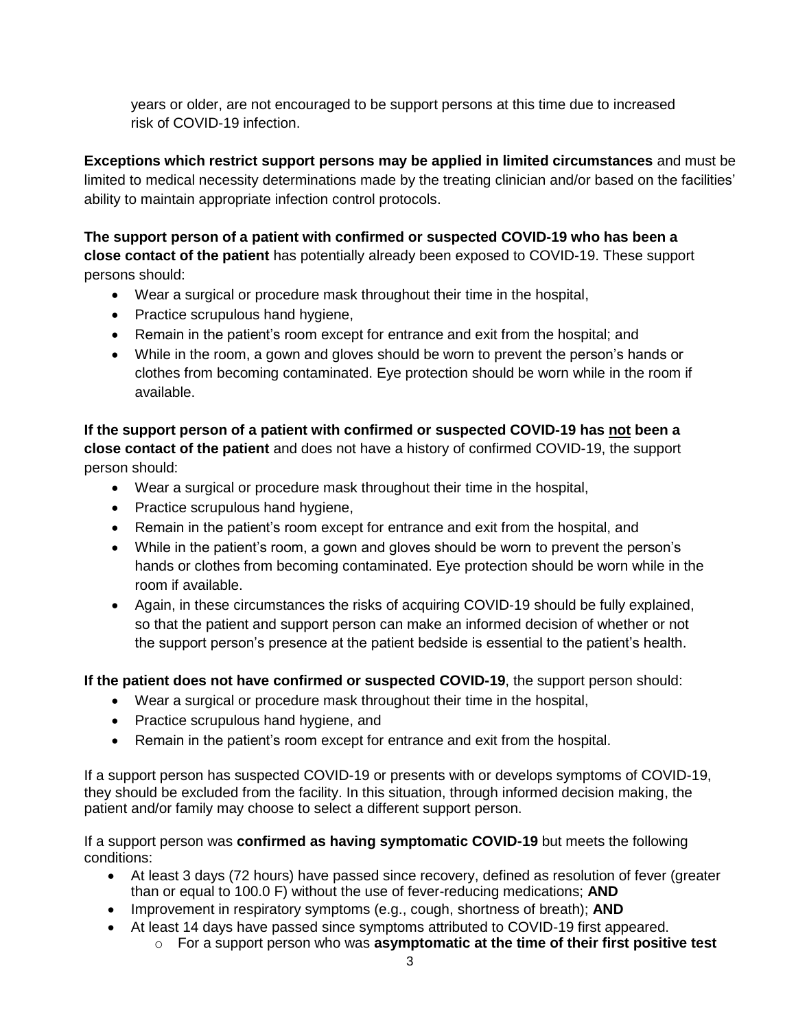years or older, are not encouraged to be support persons at this time due to increased risk of COVID-19 infection.

**Exceptions which restrict support persons may be applied in limited circumstances** and must be limited to medical necessity determinations made by the treating clinician and/or based on the facilities' ability to maintain appropriate infection control protocols.

**The support person of a patient with confirmed or suspected COVID-19 who has been a close contact of the patient** has potentially already been exposed to COVID-19. These support persons should:

- Wear a surgical or procedure mask throughout their time in the hospital,
- Practice scrupulous hand hygiene,
- Remain in the patient's room except for entrance and exit from the hospital; and
- While in the room, a gown and gloves should be worn to prevent the person's hands or clothes from becoming contaminated. Eye protection should be worn while in the room if available.

**If the support person of a patient with confirmed or suspected COVID-19 has <u>not</u> been a close contact of the patient** and does not have a history of confirmed COVID-19, the support person should:

- Wear a surgical or procedure mask throughout their time in the hospital,
- Practice scrupulous hand hygiene,
- Remain in the patient's room except for entrance and exit from the hospital, and
- While in the patient's room, a gown and gloves should be worn to prevent the person's hands or clothes from becoming contaminated. Eye protection should be worn while in the room if available.
- Again, in these circumstances the risks of acquiring COVID-19 should be fully explained, so that the patient and support person can make an informed decision of whether or not the support person's presence at the patient bedside is essential to the patient's health.

**If the patient does not have confirmed or suspected COVID-19**, the support person should:

- Wear a surgical or procedure mask throughout their time in the hospital,
- Practice scrupulous hand hygiene, and
- Remain in the patient's room except for entrance and exit from the hospital.

If a support person has suspected COVID-19 or presents with or develops symptoms of COVID-19, they should be excluded from the facility. In this situation, through informed decision making, the patient and/or family may choose to select a different support person.

If a support person was **confirmed as having symptomatic COVID-19** but meets the following conditions:

- At least 3 days (72 hours) have passed since recovery, defined as resolution of fever (greater than or equal to 100.0 F) without the use of fever-reducing medications; **AND**
- Improvement in respiratory symptoms (e.g., cough, shortness of breath); **AND**
- At least 14 days have passed since symptoms attributed to COVID-19 first appeared.
  - For a support person who was **asymptomatic at the time of their first positive test**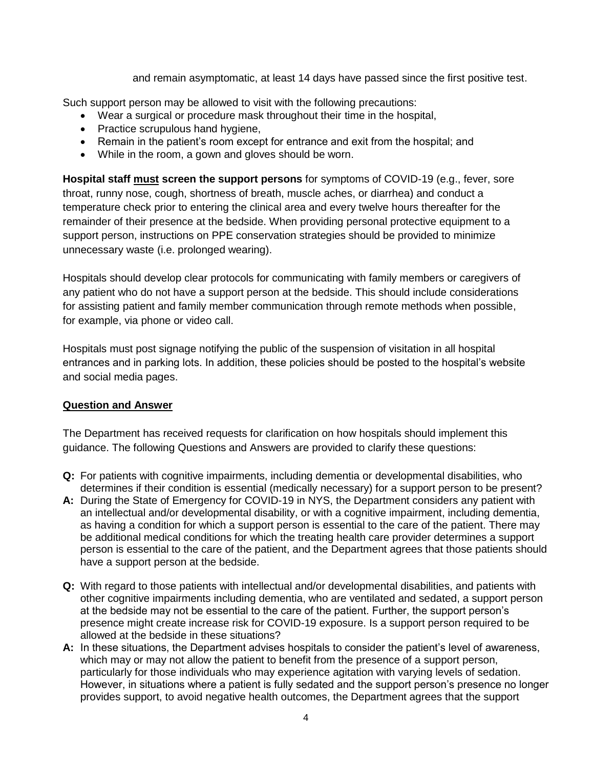and remain asymptomatic, at least 14 days have passed since the first positive test.

Such support person may be allowed to visit with the following precautions:

- Wear a surgical or procedure mask throughout their time in the hospital,
- Practice scrupulous hand hygiene,
- Remain in the patient's room except for entrance and exit from the hospital; and
- While in the room, a gown and gloves should be worn.

**Hospital staff <u>must</u> screen the support persons** for symptoms of COVID-19 (e.g., fever, sore throat, runny nose, cough, shortness of breath, muscle aches, or diarrhea) and conduct a temperature check prior to entering the clinical area and every twelve hours thereafter for the remainder of their presence at the bedside. When providing personal protective equipment to a support person, instructions on PPE conservation strategies should be provided to minimize unnecessary waste (i.e. prolonged wearing).

Hospitals should develop clear protocols for communicating with family members or caregivers of any patient who do not have a support person at the bedside. This should include considerations for assisting patient and family member communication through remote methods when possible, for example, via phone or video call.

Hospitals must post signage notifying the public of the suspension of visitation in all hospital entrances and in parking lots. In addition, these policies should be posted to the hospital's website and social media pages.

## Question and Answer

The Department has received requests for clarification on how hospitals should implement this guidance. The following Questions and Answers are provided to clarify these questions:

**Q:** For patients with cognitive impairments, including dementia or developmental disabilities, who determines if their condition is essential (medically necessary) for a support person to be present?

**A:** During the State of Emergency for COVID-19 in NYS, the Department considers any patient with an intellectual and/or developmental disability, or with a cognitive impairment, including dementia, as having a condition for which a support person is essential to the care of the patient. There may be additional medical conditions for which the treating health care provider determines a support person is essential to the care of the patient, and the Department agrees that those patients should have a support person at the bedside.

**Q:** With regard to those patients with intellectual and/or developmental disabilities, and patients with other cognitive impairments including dementia, who are ventilated and sedated, a support person at the bedside may not be essential to the care of the patient. Further, the support person's presence might create increase risk for COVID-19 exposure. Is a support person required to be allowed at the bedside in these situations?

**A:** In these situations, the Department advises hospitals to consider the patient's level of awareness, which may or may not allow the patient to benefit from the presence of a support person, particularly for those individuals who may experience agitation with varying levels of sedation. However, in situations where a patient is fully sedated and the support person's presence no longer provides support, to avoid negative health outcomes, the Department agrees that the support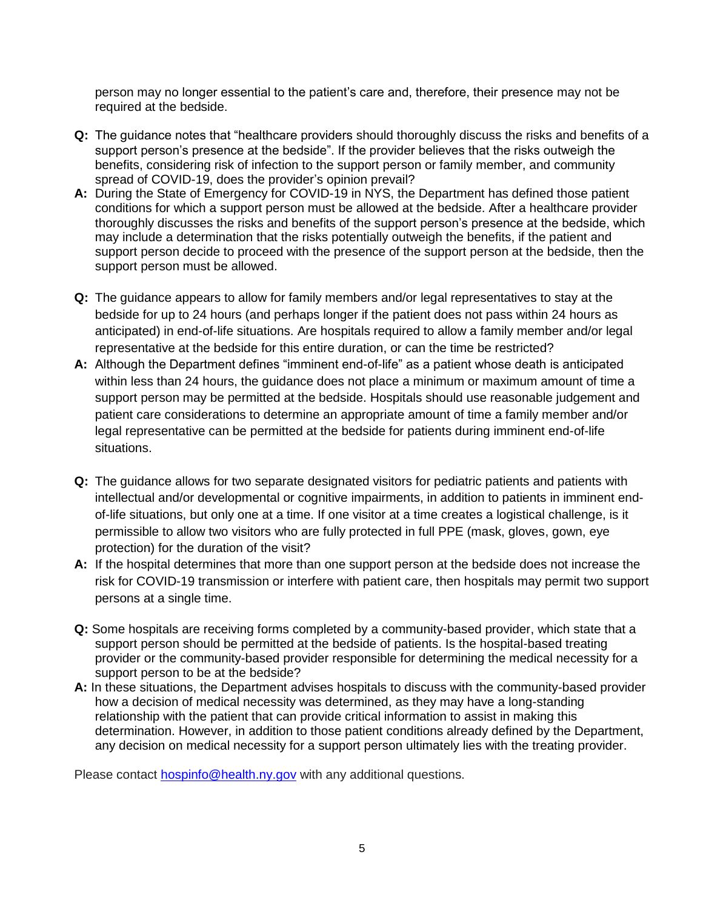person may no longer essential to the patient's care and, therefore, their presence may not be required at the bedside.

**Q:** The guidance notes that "healthcare providers should thoroughly discuss the risks and benefits of a support person's presence at the bedside". If the provider believes that the risks outweigh the benefits, considering risk of infection to the support person or family member, and community spread of COVID-19, does the provider's opinion prevail?

**A:** During the State of Emergency for COVID-19 in NYS, the Department has defined those patient conditions for which a support person must be allowed at the bedside. After a healthcare provider thoroughly discusses the risks and benefits of the support person's presence at the bedside, which may include a determination that the risks potentially outweigh the benefits, if the patient and support person decide to proceed with the presence of the support person at the bedside, then the support person must be allowed.

**Q:** The guidance appears to allow for family members and/or legal representatives to stay at the bedside for up to 24 hours (and perhaps longer if the patient does not pass within 24 hours as anticipated) in end-of-life situations. Are hospitals required to allow a family member and/or legal representative at the bedside for this entire duration, or can the time be restricted?

**A:** Although the Department defines "imminent end-of-life" as a patient whose death is anticipated within less than 24 hours, the guidance does not place a minimum or maximum amount of time a support person may be permitted at the bedside. Hospitals should use reasonable judgement and patient care considerations to determine an appropriate amount of time a family member and/or legal representative can be permitted at the bedside for patients during imminent end-of-life situations.

**Q:** The guidance allows for two separate designated visitors for pediatric patients and patients with intellectual and/or developmental or cognitive impairments, in addition to patients in imminent end-of-life situations, but only one at a time. If one visitor at a time creates a logistical challenge, is it permissible to allow two visitors who are fully protected in full PPE (mask, gloves, gown, eye protection) for the duration of the visit?

**A:** If the hospital determines that more than one support person at the bedside does not increase the risk for COVID-19 transmission or interfere with patient care, then hospitals may permit two support persons at a single time.

**Q:** Some hospitals are receiving forms completed by a community-based provider, which state that a support person should be permitted at the bedside of patients. Is the hospital-based treating provider or the community-based provider responsible for determining the medical necessity for a support person to be at the bedside?

**A:** In these situations, the Department advises hospitals to discuss with the community-based provider how a decision of medical necessity was determined, as they may have a long-standing relationship with the patient that can provide critical information to assist in making this determination. However, in addition to those patient conditions already defined by the Department, any decision on medical necessity for a support person ultimately lies with the treating provider.

Please contact [hospinfo@health.ny.gov](mailto:hospinfo@health.ny.gov) with any additional questions.